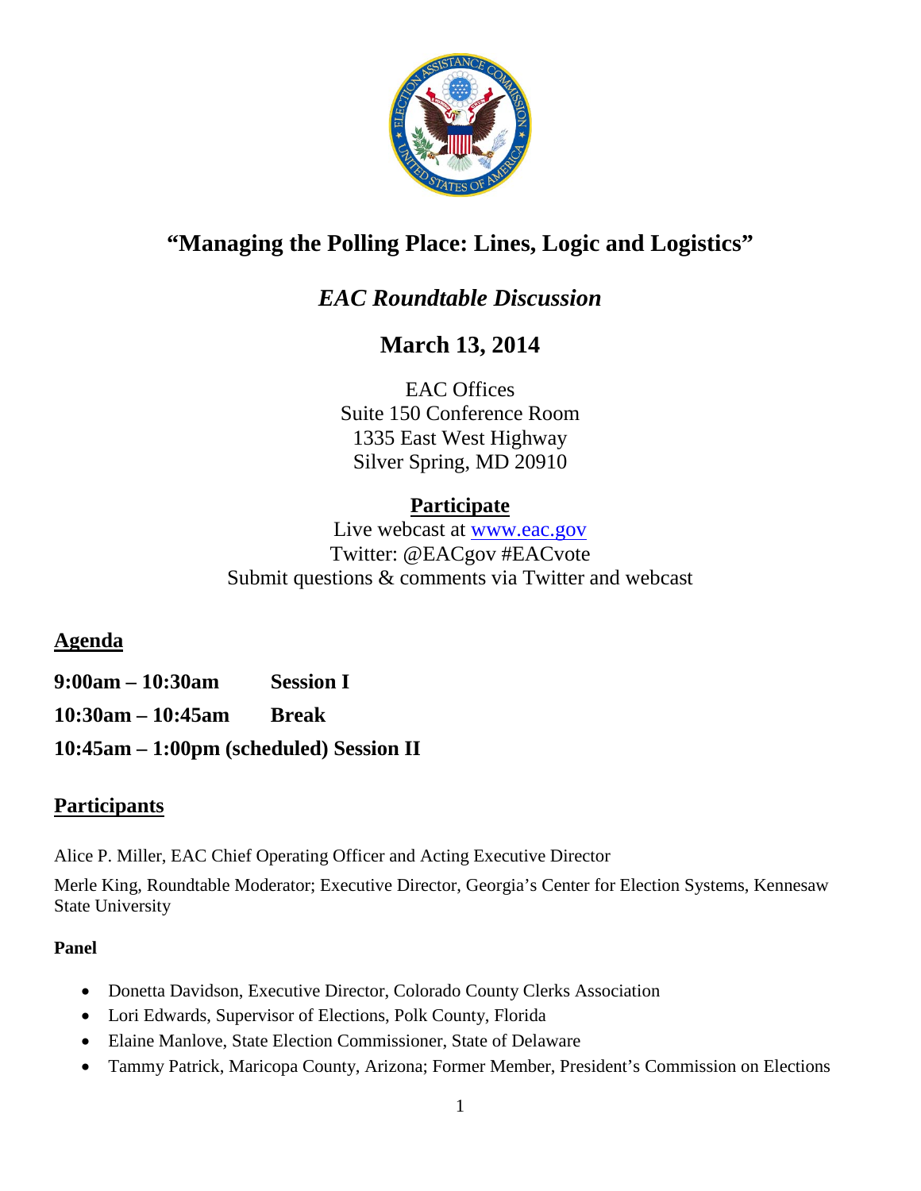# "Managing the Polling Place: Lines, Logic and Logistics"

## *EAC Roundtable Discussion*

## March 13, 2014

EAC Offices
Suite 150 Conference Room
1335 East West Highway
Silver Spring, MD 20910

**Participate**

Live webcast at www.eac.gov
Twitter: @EACgov #EACvote
Submit questions & comments via Twitter and webcast

## Agenda

**9:00am – 10:30am Session I**

**10:30am – 10:45am Break**

**10:45am – 1:00pm (scheduled) Session II**

## Participants

Alice P. Miller, EAC Chief Operating Officer and Acting Executive Director

Merle King, Roundtable Moderator; Executive Director, Georgia's Center for Election Systems, Kennesaw State University

### Panel

- Donetta Davidson, Executive Director, Colorado County Clerks Association
- Lori Edwards, Supervisor of Elections, Polk County, Florida
- Elaine Manlove, State Election Commissioner, State of Delaware
- Tammy Patrick, Maricopa County, Arizona; Former Member, President's Commission on Elections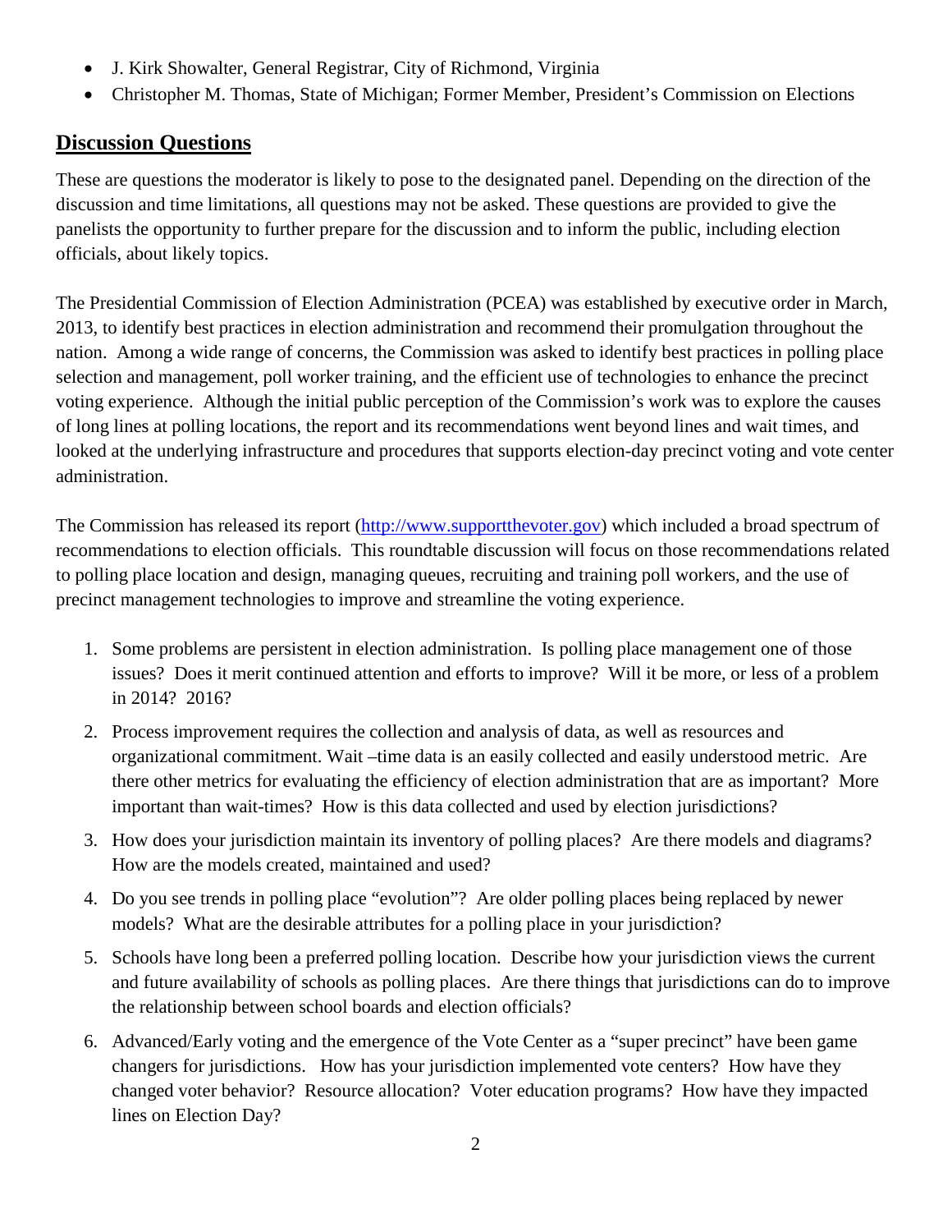- J. Kirk Showalter, General Registrar, City of Richmond, Virginia
- Christopher M. Thomas, State of Michigan; Former Member, President's Commission on Elections

## Discussion Questions

These are questions the moderator is likely to pose to the designated panel. Depending on the direction of the discussion and time limitations, all questions may not be asked. These questions are provided to give the panelists the opportunity to further prepare for the discussion and to inform the public, including election officials, about likely topics.

The Presidential Commission of Election Administration (PCEA) was established by executive order in March, 2013, to identify best practices in election administration and recommend their promulgation throughout the nation. Among a wide range of concerns, the Commission was asked to identify best practices in polling place selection and management, poll worker training, and the efficient use of technologies to enhance the precinct voting experience. Although the initial public perception of the Commission's work was to explore the causes of long lines at polling locations, the report and its recommendations went beyond lines and wait times, and looked at the underlying infrastructure and procedures that supports election-day precinct voting and vote center administration.

The Commission has released its report (http://www.supportthevoter.gov) which included a broad spectrum of recommendations to election officials. This roundtable discussion will focus on those recommendations related to polling place location and design, managing queues, recruiting and training poll workers, and the use of precinct management technologies to improve and streamline the voting experience.

1. Some problems are persistent in election administration. Is polling place management one of those issues? Does it merit continued attention and efforts to improve? Will it be more, or less of a problem in 2014? 2016?
2. Process improvement requires the collection and analysis of data, as well as resources and organizational commitment. Wait –time data is an easily collected and easily understood metric. Are there other metrics for evaluating the efficiency of election administration that are as important? More important than wait-times? How is this data collected and used by election jurisdictions?
3. How does your jurisdiction maintain its inventory of polling places? Are there models and diagrams? How are the models created, maintained and used?
4. Do you see trends in polling place "evolution"? Are older polling places being replaced by newer models? What are the desirable attributes for a polling place in your jurisdiction?
5. Schools have long been a preferred polling location. Describe how your jurisdiction views the current and future availability of schools as polling places. Are there things that jurisdictions can do to improve the relationship between school boards and election officials?
6. Advanced/Early voting and the emergence of the Vote Center as a "super precinct" have been game changers for jurisdictions. How has your jurisdiction implemented vote centers? How have they changed voter behavior? Resource allocation? Voter education programs? How have they impacted lines on Election Day?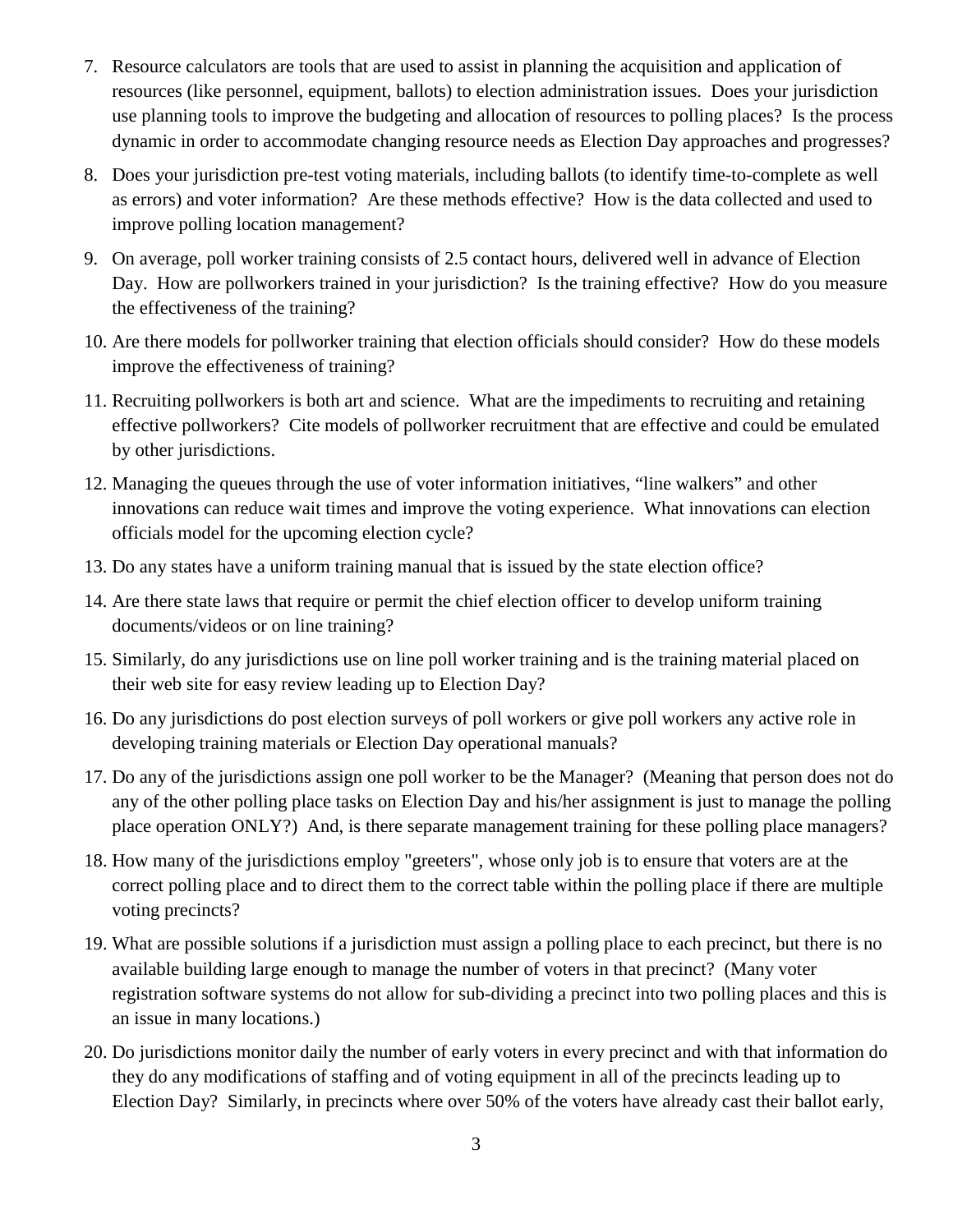7. Resource calculators are tools that are used to assist in planning the acquisition and application of resources (like personnel, equipment, ballots) to election administration issues. Does your jurisdiction use planning tools to improve the budgeting and allocation of resources to polling places? Is the process dynamic in order to accommodate changing resource needs as Election Day approaches and progresses?

8. Does your jurisdiction pre-test voting materials, including ballots (to identify time-to-complete as well as errors) and voter information? Are these methods effective? How is the data collected and used to improve polling location management?

9. On average, poll worker training consists of 2.5 contact hours, delivered well in advance of Election Day. How are pollworkers trained in your jurisdiction? Is the training effective? How do you measure the effectiveness of the training?

10. Are there models for pollworker training that election officials should consider? How do these models improve the effectiveness of training?

11. Recruiting pollworkers is both art and science. What are the impediments to recruiting and retaining effective pollworkers? Cite models of pollworker recruitment that are effective and could be emulated by other jurisdictions.

12. Managing the queues through the use of voter information initiatives, "line walkers" and other innovations can reduce wait times and improve the voting experience. What innovations can election officials model for the upcoming election cycle?

13. Do any states have a uniform training manual that is issued by the state election office?

14. Are there state laws that require or permit the chief election officer to develop uniform training documents/videos or on line training?

15. Similarly, do any jurisdictions use on line poll worker training and is the training material placed on their web site for easy review leading up to Election Day?

16. Do any jurisdictions do post election surveys of poll workers or give poll workers any active role in developing training materials or Election Day operational manuals?

17. Do any of the jurisdictions assign one poll worker to be the Manager? (Meaning that person does not do any of the other polling place tasks on Election Day and his/her assignment is just to manage the polling place operation ONLY?) And, is there separate management training for these polling place managers?

18. How many of the jurisdictions employ "greeters", whose only job is to ensure that voters are at the correct polling place and to direct them to the correct table within the polling place if there are multiple voting precincts?

19. What are possible solutions if a jurisdiction must assign a polling place to each precinct, but there is no available building large enough to manage the number of voters in that precinct? (Many voter registration software systems do not allow for sub-dividing a precinct into two polling places and this is an issue in many locations.)

20. Do jurisdictions monitor daily the number of early voters in every precinct and with that information do they do any modifications of staffing and of voting equipment in all of the precincts leading up to Election Day? Similarly, in precincts where over 50% of the voters have already cast their ballot early,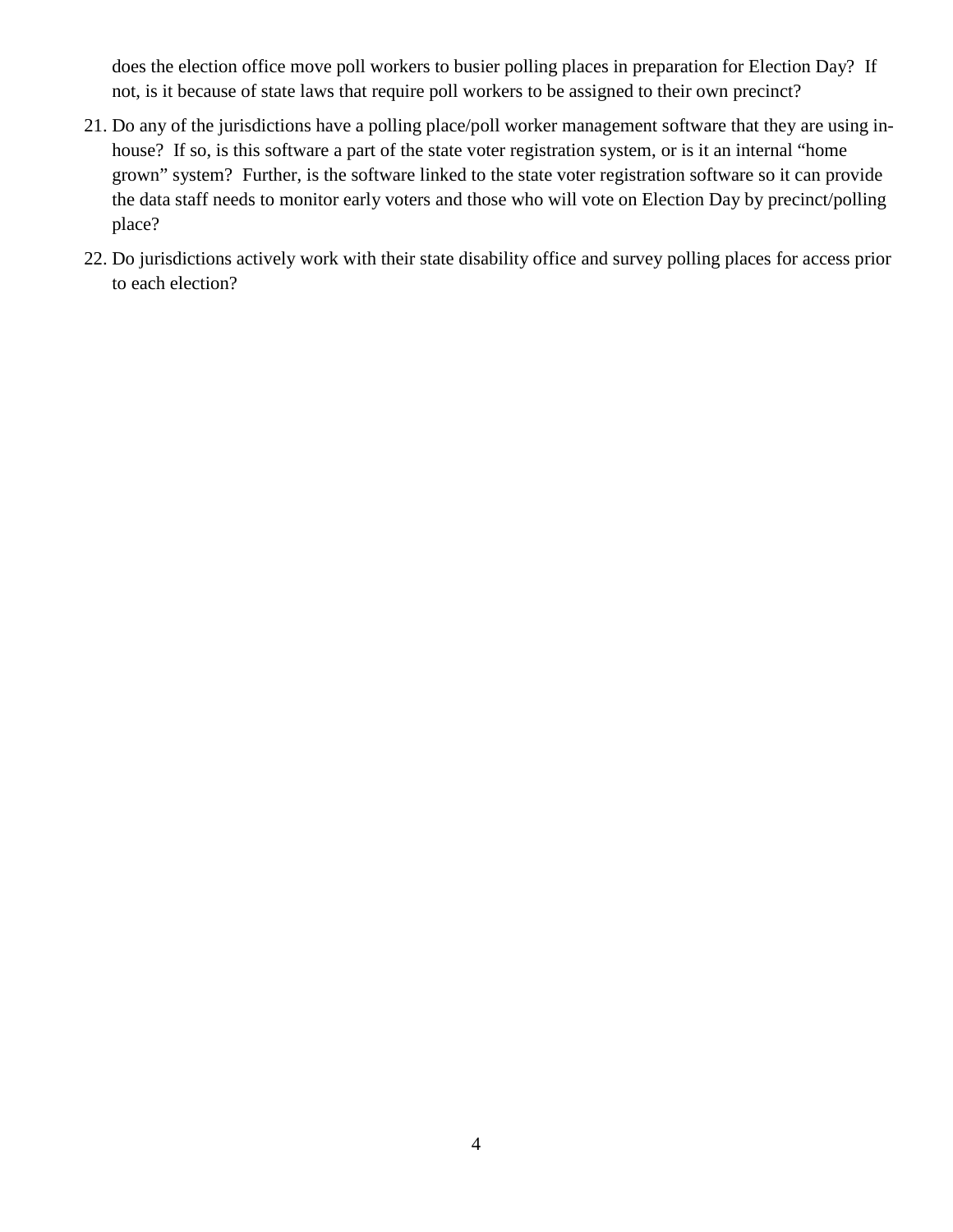does the election office move poll workers to busier polling places in preparation for Election Day? If not, is it because of state laws that require poll workers to be assigned to their own precinct?

21. Do any of the jurisdictions have a polling place/poll worker management software that they are using in-house? If so, is this software a part of the state voter registration system, or is it an internal "home grown" system? Further, is the software linked to the state voter registration software so it can provide the data staff needs to monitor early voters and those who will vote on Election Day by precinct/polling place?
22. Do jurisdictions actively work with their state disability office and survey polling places for access prior to each election?